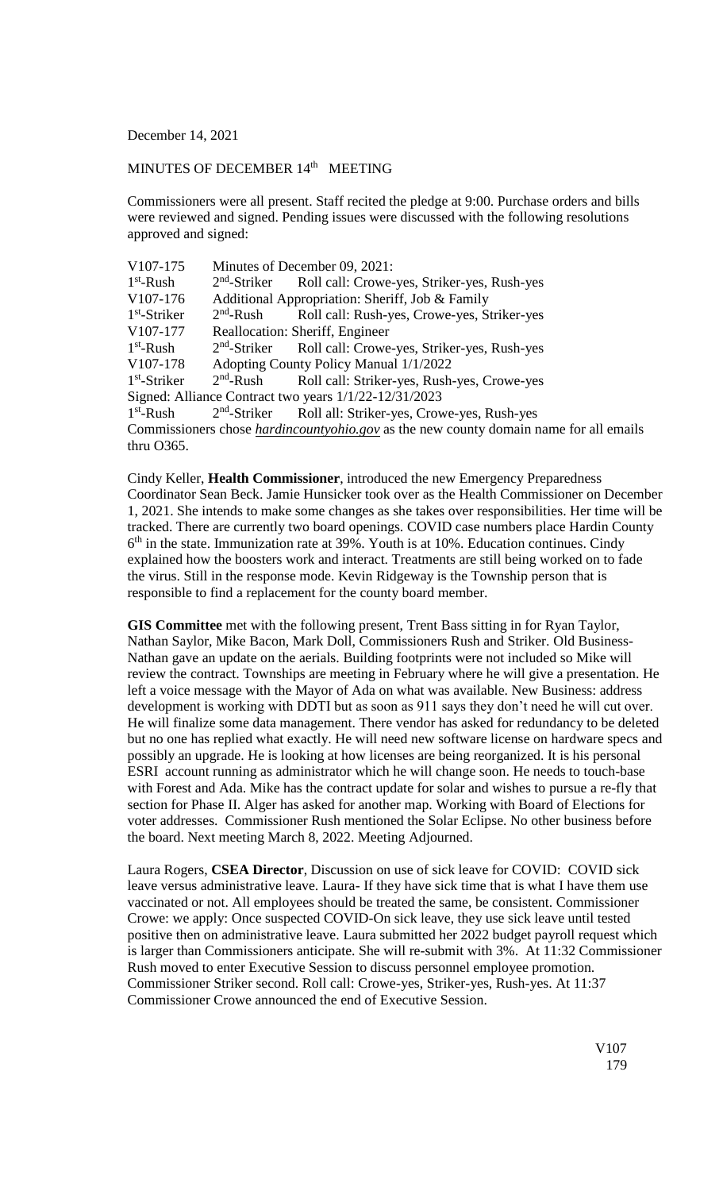December 14, 2021

MINUTES OF DECEMBER 14th MEETING

Commissioners were all present. Staff recited the pledge at 9:00. Purchase orders and bills were reviewed and signed. Pending issues were discussed with the following resolutions approved and signed:

V107-175 Minutes of December 09, 2021:
1st-Rush 2nd-Striker Roll call: Crowe-yes, Striker-yes, Rush-yes
V107-176 Additional Appropriation: Sheriff, Job & Family
1st-Striker 2nd-Rush Roll call: Rush-yes, Crowe-yes, Striker-yes
V107-177 Reallocation: Sheriff, Engineer
1st-Rush 2nd-Striker Roll call: Crowe-yes, Striker-yes, Rush-yes
V107-178 Adopting County Policy Manual 1/1/2022
1st-Striker 2nd-Rush Roll call: Striker-yes, Rush-yes, Crowe-yes
Signed: Alliance Contract two years 1/1/22-12/31/2023
1st-Rush 2nd-Striker Roll all: Striker-yes, Crowe-yes, Rush-yes
Commissioners chose *hardincountyohio.gov* as the new county domain name for all emails thru O365.

Cindy Keller, **Health Commissioner**, introduced the new Emergency Preparedness Coordinator Sean Beck. Jamie Hunsicker took over as the Health Commissioner on December 1, 2021. She intends to make some changes as she takes over her responsibilities. Her time will be tracked. There are currently two board openings. COVID case numbers place Hardin County 6th in the state. Immunization rate at 39%. Youth is at 10%. Education continues. Cindy explained how the boosters work and interact. Treatments are still being worked on to fade the virus. Still in the response mode. Kevin Ridgeway is the Township person that is responsible to find a replacement for the county board member.

**GIS Committee** met with the following present, Trent Bass sitting in for Ryan Taylor, Nathan Saylor, Mike Bacon, Mark Doll, Commissioners Rush and Striker. Old Business-Nathan gave an update on the aerials. Building footprints were not included so Mike will review the contract. Townships are meeting in February where he will give a presentation. He left a voice message with the Mayor of Ada on what was available. New Business: address development is working with DDTI but as soon as 911 says they don't need he will cut over. He will finalize some data management. There vendor has asked for redundancy to be deleted but no one has replied what exactly. He will need new software license on hardware specs and possibly an upgrade. He is looking at how licenses are being reorganized. It is his personal ESRI account running as administrator which he will change soon. He needs to touch-base with Forest and Ada. Mike has the contract update for solar and wishes to pursue a re-fly that section for Phase II. Alger has asked for another map. Working with Board of Elections for voter addresses. Commissioner Rush mentioned the Solar Eclipse. No other business before the board. Next meeting March 8, 2022. Meeting Adjourned.

Laura Rogers, **CSEA Director**, Discussion on use of sick leave for COVID: COVID sick leave versus administrative leave. Laura- If they have sick time that is what I have them use vaccinated or not. All employees should be treated the same, be consistent. Commissioner Crowe: we apply: Once suspected COVID-On sick leave, they use sick leave until tested positive then on administrative leave. Laura submitted her 2022 budget payroll request which is larger than Commissioners anticipate. She will re-submit with 3%. At 11:32 Commissioner Rush moved to enter Executive Session to discuss personnel employee promotion. Commissioner Striker second. Roll call: Crowe-yes, Striker-yes, Rush-yes. At 11:37 Commissioner Crowe announced the end of Executive Session.

V107
179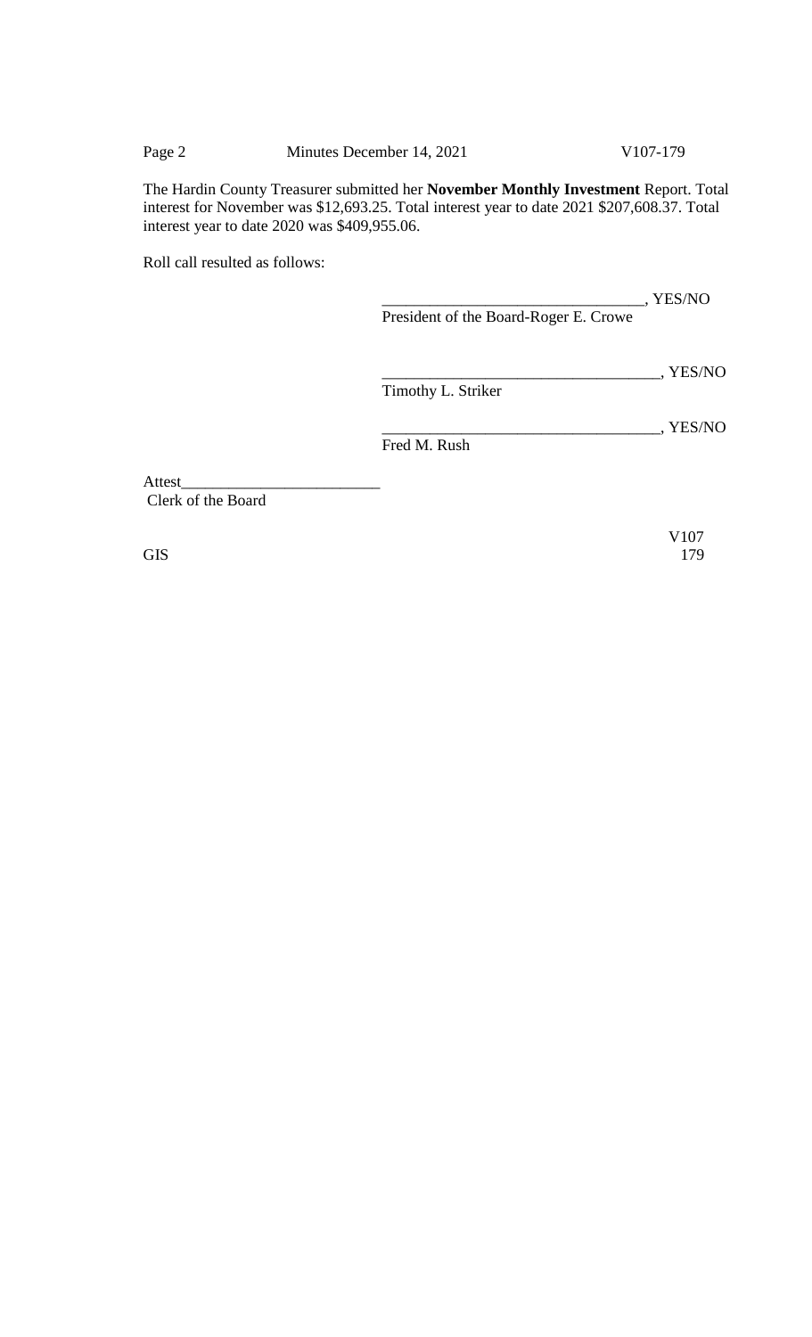The Hardin County Treasurer submitted her **November Monthly Investment** Report. Total interest for November was $12,693.25. Total interest year to date 2021 $207,608.37. Total interest year to date 2020 was $409,955.06.

Roll call resulted as follows:

_________________________________, YES/NO
President of the Board-Roger E. Crowe

__________________________________, YES/NO
Timothy L. Striker

__________________________________, YES/NO
Fred M. Rush

Attest________________________
Clerk of the Board

GIS

V107
179